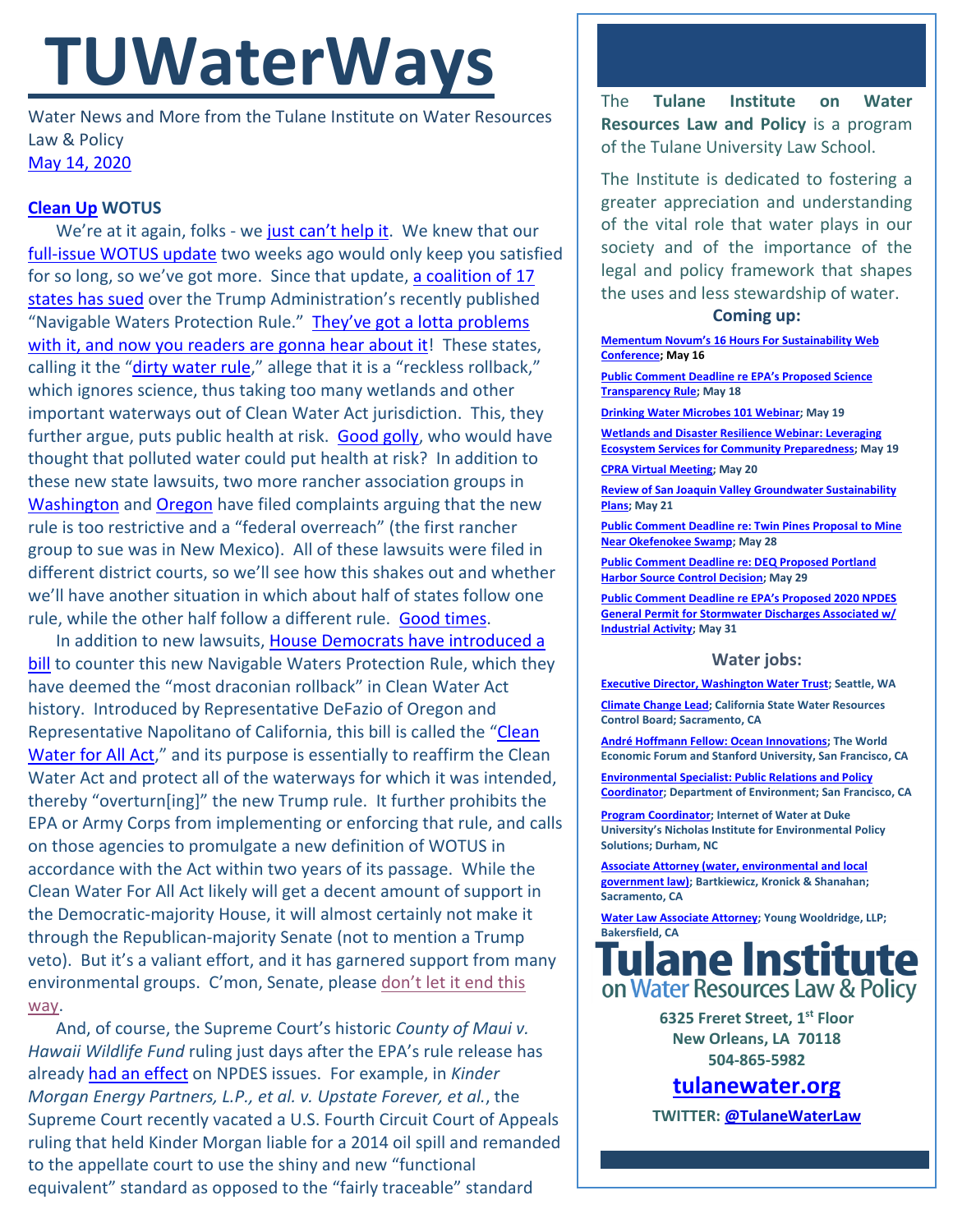# TUWaterWays

Water News and More from the Tulane Institute on Water Resources Law & Policy

May 14, 2020

## Clean Up WOTUS

We're at it again, folks - we just can't help it. We knew that our full-issue WOTUS update two weeks ago would only keep you satisfied for so long, so we've got more. Since that update, a coalition of 17 states has sued over the Trump Administration's recently published "Navigable Waters Protection Rule." They've got a lotta problems with it, and now you readers are gonna hear about it! These states, calling it the "dirty water rule," allege that it is a "reckless rollback," which ignores science, thus taking too many wetlands and other important waterways out of Clean Water Act jurisdiction. This, they further argue, puts public health at risk. Good golly, who would have thought that polluted water could put health at risk? In addition to these new state lawsuits, two more rancher association groups in Washington and Oregon have filed complaints arguing that the new rule is too restrictive and a "federal overreach" (the first rancher group to sue was in New Mexico). All of these lawsuits were filed in different district courts, so we'll see how this shakes out and whether we'll have another situation in which about half of states follow one rule, while the other half follow a different rule. Good times.

In addition to new lawsuits, House Democrats have introduced a bill to counter this new Navigable Waters Protection Rule, which they have deemed the "most draconian rollback" in Clean Water Act history. Introduced by Representative DeFazio of Oregon and Representative Napolitano of California, this bill is called the "Clean Water for All Act," and its purpose is essentially to reaffirm the Clean Water Act and protect all of the waterways for which it was intended, thereby "overturn[ing]" the new Trump rule. It further prohibits the EPA or Army Corps from implementing or enforcing that rule, and calls on those agencies to promulgate a new definition of WOTUS in accordance with the Act within two years of its passage. While the Clean Water For All Act likely will get a decent amount of support in the Democratic-majority House, it will almost certainly not make it through the Republican-majority Senate (not to mention a Trump veto). But it's a valiant effort, and it has garnered support from many environmental groups. C'mon, Senate, please don't let it end this way.

And, of course, the Supreme Court's historic *County of Maui v. Hawaii Wildlife Fund* ruling just days after the EPA's rule release has already had an effect on NPDES issues. For example, in *Kinder Morgan Energy Partners, L.P., et al. v. Upstate Forever, et al.*, the Supreme Court recently vacated a U.S. Fourth Circuit Court of Appeals ruling that held Kinder Morgan liable for a 2014 oil spill and remanded to the appellate court to use the shiny and new "functional equivalent" standard as opposed to the "fairly traceable" standard

The **Tulane Institute on Water Resources Law and Policy** is a program of the Tulane University Law School.

The Institute is dedicated to fostering a greater appreciation and understanding of the vital role that water plays in our society and of the importance of the legal and policy framework that shapes the uses and less stewardship of water.

### Coming up:

**Mementum Novum's 16 Hours For Sustainability Web Conference; May 16**

**Public Comment Deadline re EPA's Proposed Science Transparency Rule; May 18**

**Drinking Water Microbes 101 Webinar; May 19**

**Wetlands and Disaster Resilience Webinar: Leveraging Ecosystem Services for Community Preparedness; May 19**

**CPRA Virtual Meeting; May 20**

**Review of San Joaquin Valley Groundwater Sustainability Plans; May 21**

**Public Comment Deadline re: Twin Pines Proposal to Mine Near Okefenokee Swamp; May 28**

**Public Comment Deadline re: DEQ Proposed Portland Harbor Source Control Decision; May 29**

**Public Comment Deadline re EPA's Proposed 2020 NPDES General Permit for Stormwater Discharges Associated w/ Industrial Activity; May 31**

### Water jobs:

**Executive Director, Washington Water Trust; Seattle, WA**

**Climate Change Lead; California State Water Resources Control Board; Sacramento, CA**

**André Hoffmann Fellow: Ocean Innovations; The World Economic Forum and Stanford University, San Francisco, CA**

**Environmental Specialist: Public Relations and Policy Coordinator; Department of Environment; San Francisco, CA**

**Program Coordinator; Internet of Water at Duke University's Nicholas Institute for Environmental Policy Solutions; Durham, NC**

**Associate Attorney (water, environmental and local government law); Bartkiewicz, Kronick & Shanahan; Sacramento, CA**

**Water Law Associate Attorney; Young Wooldridge, LLP; Bakersfield, CA**

**Tulane Institute on Water Resources Law & Policy**

**6325 Freret Street, 1st Floor**
**New Orleans, LA 70118**
**504-865-5982**

**tulanewater.org**

**TWITTER: @TulaneWaterLaw**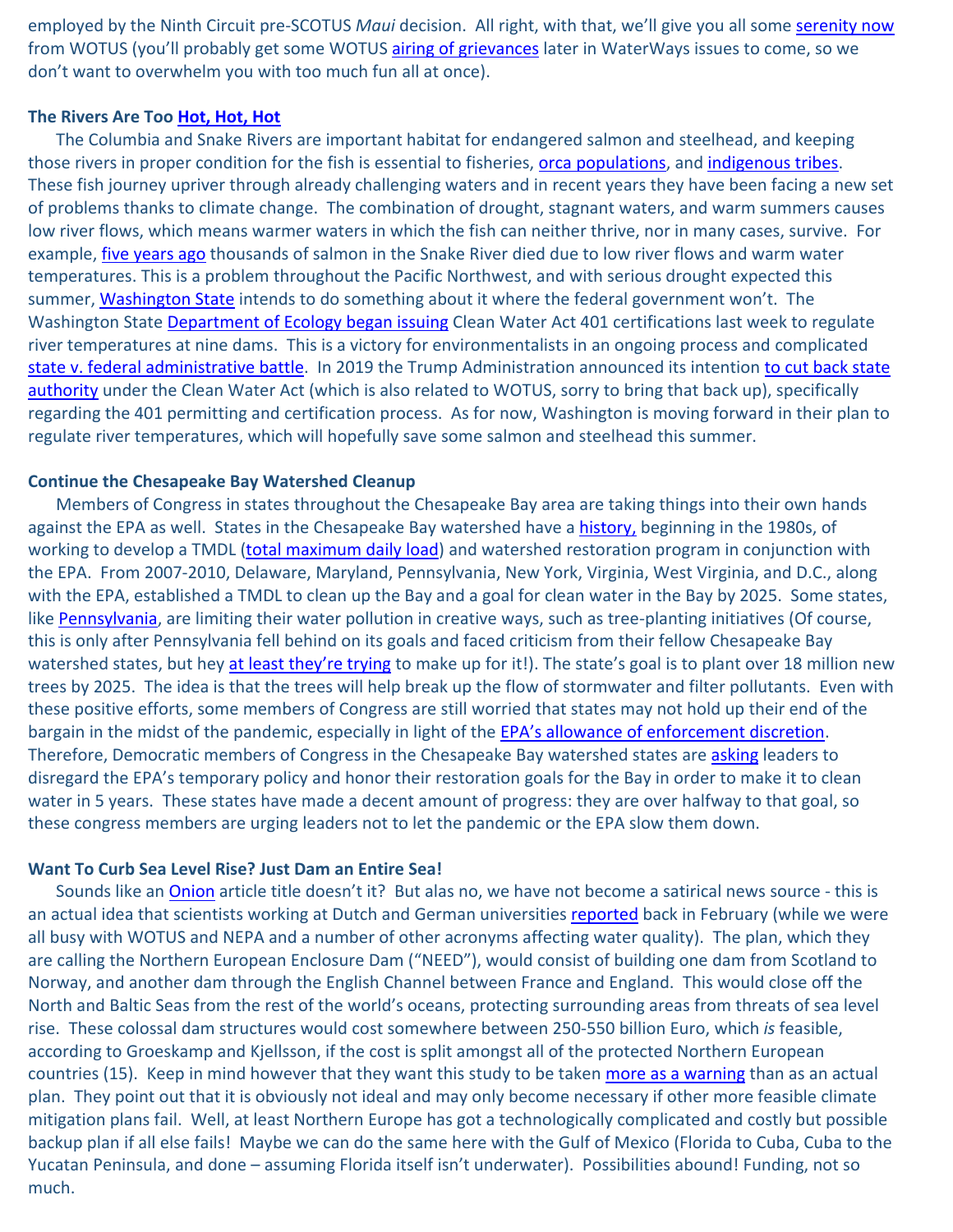employed by the Ninth Circuit pre-SCOTUS *Maui* decision. All right, with that, we'll give you all some serenity now from WOTUS (you'll probably get some WOTUS airing of grievances later in WaterWays issues to come, so we don't want to overwhelm you with too much fun all at once).

**The Rivers Are Too Hot, Hot, Hot**

The Columbia and Snake Rivers are important habitat for endangered salmon and steelhead, and keeping those rivers in proper condition for the fish is essential to fisheries, orca populations, and indigenous tribes. These fish journey upriver through already challenging waters and in recent years they have been facing a new set of problems thanks to climate change. The combination of drought, stagnant waters, and warm summers causes low river flows, which means warmer waters in which the fish can neither thrive, nor in many cases, survive. For example, five years ago thousands of salmon in the Snake River died due to low river flows and warm water temperatures. This is a problem throughout the Pacific Northwest, and with serious drought expected this summer, Washington State intends to do something about it where the federal government won't. The Washington State Department of Ecology began issuing Clean Water Act 401 certifications last week to regulate river temperatures at nine dams. This is a victory for environmentalists in an ongoing process and complicated state v. federal administrative battle. In 2019 the Trump Administration announced its intention to cut back state authority under the Clean Water Act (which is also related to WOTUS, sorry to bring that back up), specifically regarding the 401 permitting and certification process. As for now, Washington is moving forward in their plan to regulate river temperatures, which will hopefully save some salmon and steelhead this summer.

**Continue the Chesapeake Bay Watershed Cleanup**

Members of Congress in states throughout the Chesapeake Bay area are taking things into their own hands against the EPA as well. States in the Chesapeake Bay watershed have a history, beginning in the 1980s, of working to develop a TMDL (total maximum daily load) and watershed restoration program in conjunction with the EPA. From 2007-2010, Delaware, Maryland, Pennsylvania, New York, Virginia, West Virginia, and D.C., along with the EPA, established a TMDL to clean up the Bay and a goal for clean water in the Bay by 2025. Some states, like Pennsylvania, are limiting their water pollution in creative ways, such as tree-planting initiatives (Of course, this is only after Pennsylvania fell behind on its goals and faced criticism from their fellow Chesapeake Bay watershed states, but hey at least they're trying to make up for it!). The state's goal is to plant over 18 million new trees by 2025. The idea is that the trees will help break up the flow of stormwater and filter pollutants. Even with these positive efforts, some members of Congress are still worried that states may not hold up their end of the bargain in the midst of the pandemic, especially in light of the EPA's allowance of enforcement discretion. Therefore, Democratic members of Congress in the Chesapeake Bay watershed states are asking leaders to disregard the EPA's temporary policy and honor their restoration goals for the Bay in order to make it to clean water in 5 years. These states have made a decent amount of progress: they are over halfway to that goal, so these congress members are urging leaders not to let the pandemic or the EPA slow them down.

**Want To Curb Sea Level Rise? Just Dam an Entire Sea!**

Sounds like an Onion article title doesn't it? But alas no, we have not become a satirical news source - this is an actual idea that scientists working at Dutch and German universities reported back in February (while we were all busy with WOTUS and NEPA and a number of other acronyms affecting water quality). The plan, which they are calling the Northern European Enclosure Dam ("NEED"), would consist of building one dam from Scotland to Norway, and another dam through the English Channel between France and England. This would close off the North and Baltic Seas from the rest of the world's oceans, protecting surrounding areas from threats of sea level rise. These colossal dam structures would cost somewhere between 250-550 billion Euro, which *is* feasible, according to Groeskamp and Kjellsson, if the cost is split amongst all of the protected Northern European countries (15). Keep in mind however that they want this study to be taken more as a warning than as an actual plan. They point out that it is obviously not ideal and may only become necessary if other more feasible climate mitigation plans fail. Well, at least Northern Europe has got a technologically complicated and costly but possible backup plan if all else fails! Maybe we can do the same here with the Gulf of Mexico (Florida to Cuba, Cuba to the Yucatan Peninsula, and done – assuming Florida itself isn't underwater). Possibilities abound! Funding, not so much.